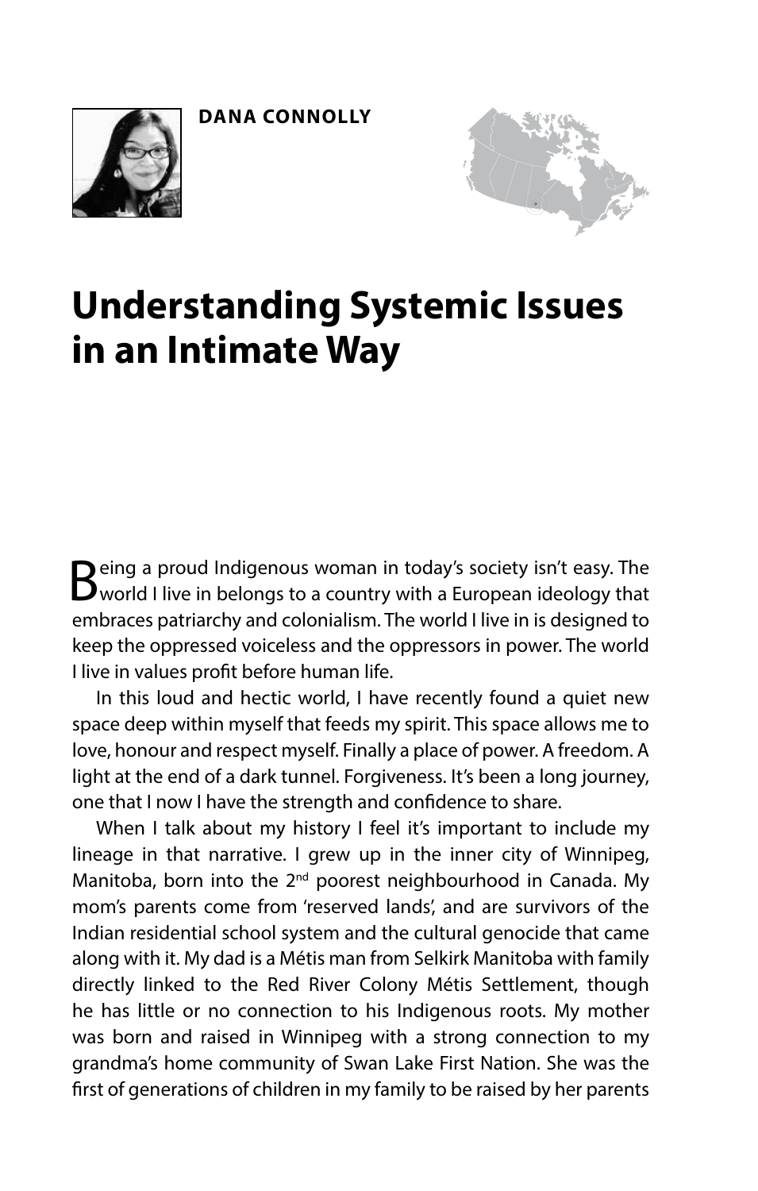**DANA CONNOLLY**

# Understanding Systemic Issues in an Intimate Way

Being a proud Indigenous woman in today's society isn't easy. The world I live in belongs to a country with a European ideology that embraces patriarchy and colonialism. The world I live in is designed to keep the oppressed voiceless and the oppressors in power. The world I live in values profit before human life.

In this loud and hectic world, I have recently found a quiet new space deep within myself that feeds my spirit. This space allows me to love, honour and respect myself. Finally a place of power. A freedom. A light at the end of a dark tunnel. Forgiveness. It's been a long journey, one that I now I have the strength and confidence to share.

When I talk about my history I feel it's important to include my lineage in that narrative. I grew up in the inner city of Winnipeg, Manitoba, born into the 2nd poorest neighbourhood in Canada. My mom's parents come from 'reserved lands', and are survivors of the Indian residential school system and the cultural genocide that came along with it. My dad is a Métis man from Selkirk Manitoba with family directly linked to the Red River Colony Métis Settlement, though he has little or no connection to his Indigenous roots. My mother was born and raised in Winnipeg with a strong connection to my grandma's home community of Swan Lake First Nation. She was the first of generations of children in my family to be raised by her parents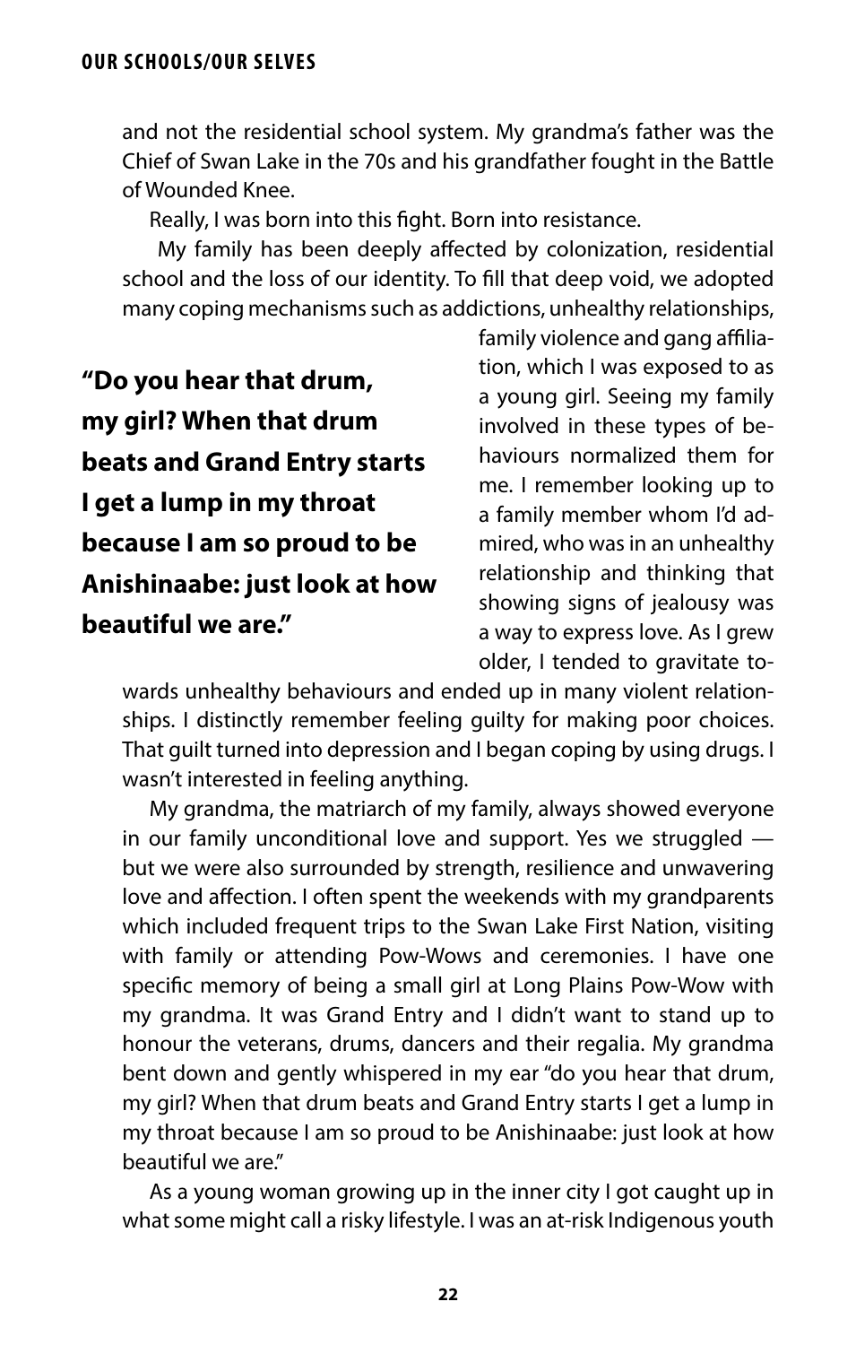and not the residential school system. My grandma's father was the Chief of Swan Lake in the 70s and his grandfather fought in the Battle of Wounded Knee.

Really, I was born into this fight. Born into resistance.

My family has been deeply affected by colonization, residential school and the loss of our identity. To fill that deep void, we adopted many coping mechanisms such as addictions, unhealthy relationships, family violence and gang affiliation, which I was exposed to as a young girl. Seeing my family involved in these types of behaviours normalized them for me. I remember looking up to a family member whom I'd admired, who was in an unhealthy relationship and thinking that showing signs of jealousy was a way to express love. As I grew older, I tended to gravitate towards unhealthy behaviours and ended up in many violent relationships. I distinctly remember feeling guilty for making poor choices. That guilt turned into depression and I began coping by using drugs. I wasn't interested in feeling anything.

**"Do you hear that drum, my girl? When that drum beats and Grand Entry starts I get a lump in my throat because I am so proud to be Anishinaabe: just look at how beautiful we are."**

My grandma, the matriarch of my family, always showed everyone in our family unconditional love and support. Yes we struggled — but we were also surrounded by strength, resilience and unwavering love and affection. I often spent the weekends with my grandparents which included frequent trips to the Swan Lake First Nation, visiting with family or attending Pow-Wows and ceremonies. I have one specific memory of being a small girl at Long Plains Pow-Wow with my grandma. It was Grand Entry and I didn't want to stand up to honour the veterans, drums, dancers and their regalia. My grandma bent down and gently whispered in my ear "do you hear that drum, my girl? When that drum beats and Grand Entry starts I get a lump in my throat because I am so proud to be Anishinaabe: just look at how beautiful we are."

As a young woman growing up in the inner city I got caught up in what some might call a risky lifestyle. I was an at-risk Indigenous youth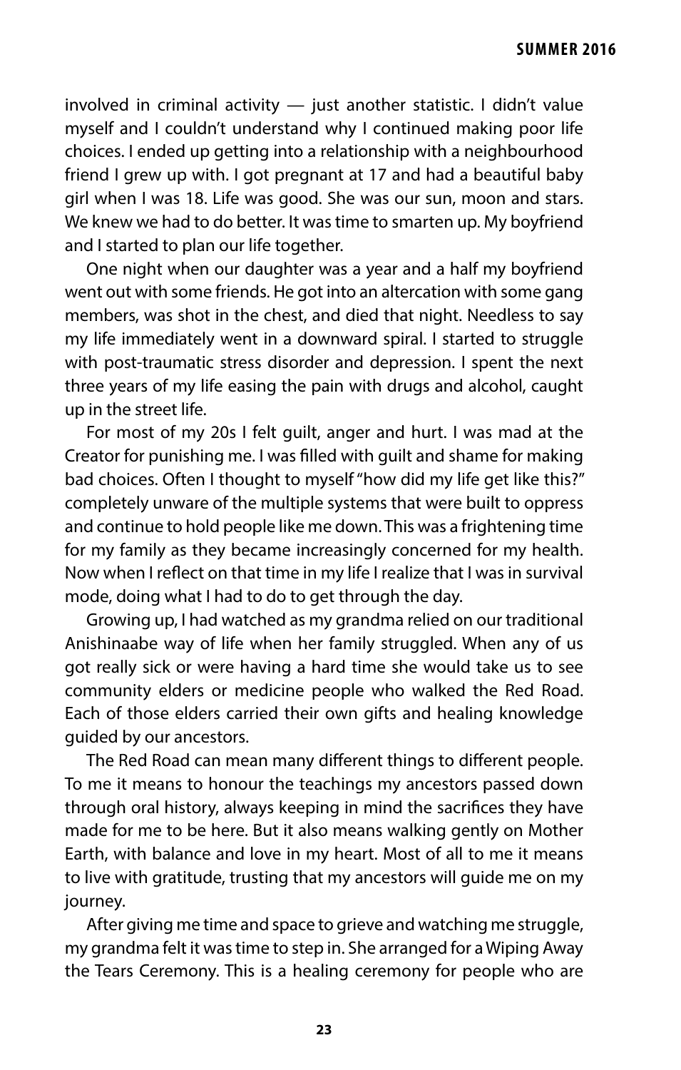involved in criminal activity — just another statistic. I didn't value myself and I couldn't understand why I continued making poor life choices. I ended up getting into a relationship with a neighbourhood friend I grew up with. I got pregnant at 17 and had a beautiful baby girl when I was 18. Life was good. She was our sun, moon and stars. We knew we had to do better. It was time to smarten up. My boyfriend and I started to plan our life together.

One night when our daughter was a year and a half my boyfriend went out with some friends. He got into an altercation with some gang members, was shot in the chest, and died that night. Needless to say my life immediately went in a downward spiral. I started to struggle with post-traumatic stress disorder and depression. I spent the next three years of my life easing the pain with drugs and alcohol, caught up in the street life.

For most of my 20s I felt guilt, anger and hurt. I was mad at the Creator for punishing me. I was filled with guilt and shame for making bad choices. Often I thought to myself "how did my life get like this?" completely unware of the multiple systems that were built to oppress and continue to hold people like me down. This was a frightening time for my family as they became increasingly concerned for my health. Now when I reflect on that time in my life I realize that I was in survival mode, doing what I had to do to get through the day.

Growing up, I had watched as my grandma relied on our traditional Anishinaabe way of life when her family struggled. When any of us got really sick or were having a hard time she would take us to see community elders or medicine people who walked the Red Road. Each of those elders carried their own gifts and healing knowledge guided by our ancestors.

The Red Road can mean many different things to different people. To me it means to honour the teachings my ancestors passed down through oral history, always keeping in mind the sacrifices they have made for me to be here. But it also means walking gently on Mother Earth, with balance and love in my heart. Most of all to me it means to live with gratitude, trusting that my ancestors will guide me on my journey.

After giving me time and space to grieve and watching me struggle, my grandma felt it was time to step in. She arranged for a Wiping Away the Tears Ceremony. This is a healing ceremony for people who are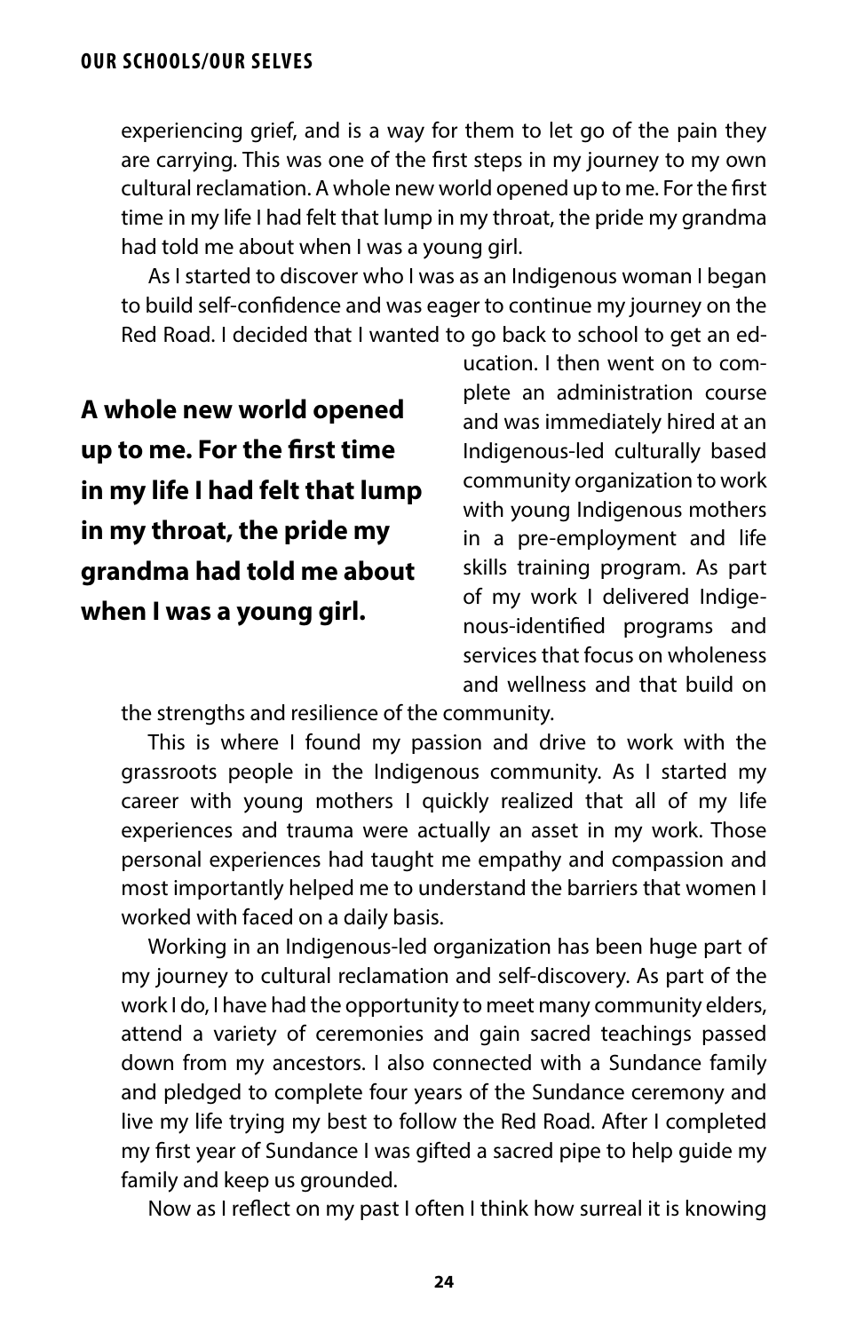experiencing grief, and is a way for them to let go of the pain they are carrying. This was one of the first steps in my journey to my own cultural reclamation. A whole new world opened up to me. For the first time in my life I had felt that lump in my throat, the pride my grandma had told me about when I was a young girl.

As I started to discover who I was as an Indigenous woman I began to build self-confidence and was eager to continue my journey on the Red Road. I decided that I wanted to go back to school to get an education. I then went on to complete an administration course and was immediately hired at an Indigenous-led culturally based community organization to work with young Indigenous mothers in a pre-employment and life skills training program. As part of my work I delivered Indigenous-identified programs and services that focus on wholeness and wellness and that build on the strengths and resilience of the community.

**A whole new world opened up to me. For the first time in my life I had felt that lump in my throat, the pride my grandma had told me about when I was a young girl.**

This is where I found my passion and drive to work with the grassroots people in the Indigenous community. As I started my career with young mothers I quickly realized that all of my life experiences and trauma were actually an asset in my work. Those personal experiences had taught me empathy and compassion and most importantly helped me to understand the barriers that women I worked with faced on a daily basis.

Working in an Indigenous-led organization has been huge part of my journey to cultural reclamation and self-discovery. As part of the work I do, I have had the opportunity to meet many community elders, attend a variety of ceremonies and gain sacred teachings passed down from my ancestors. I also connected with a Sundance family and pledged to complete four years of the Sundance ceremony and live my life trying my best to follow the Red Road. After I completed my first year of Sundance I was gifted a sacred pipe to help guide my family and keep us grounded.

Now as I reflect on my past I often I think how surreal it is knowing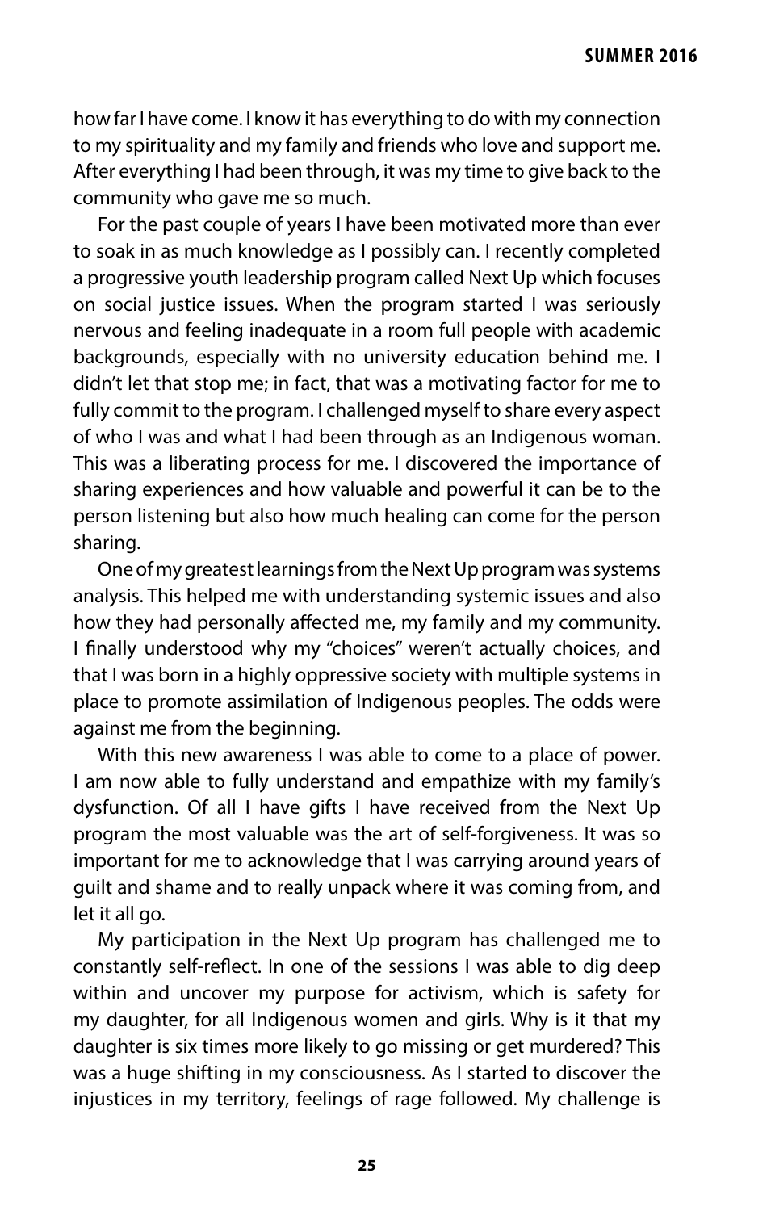how far I have come. I know it has everything to do with my connection to my spirituality and my family and friends who love and support me. After everything I had been through, it was my time to give back to the community who gave me so much.

For the past couple of years I have been motivated more than ever to soak in as much knowledge as I possibly can. I recently completed a progressive youth leadership program called Next Up which focuses on social justice issues. When the program started I was seriously nervous and feeling inadequate in a room full people with academic backgrounds, especially with no university education behind me. I didn't let that stop me; in fact, that was a motivating factor for me to fully commit to the program. I challenged myself to share every aspect of who I was and what I had been through as an Indigenous woman. This was a liberating process for me. I discovered the importance of sharing experiences and how valuable and powerful it can be to the person listening but also how much healing can come for the person sharing.

One of my greatest learnings from the Next Up program was systems analysis. This helped me with understanding systemic issues and also how they had personally affected me, my family and my community. I finally understood why my "choices" weren't actually choices, and that I was born in a highly oppressive society with multiple systems in place to promote assimilation of Indigenous peoples. The odds were against me from the beginning.

With this new awareness I was able to come to a place of power. I am now able to fully understand and empathize with my family's dysfunction. Of all I have gifts I have received from the Next Up program the most valuable was the art of self-forgiveness. It was so important for me to acknowledge that I was carrying around years of guilt and shame and to really unpack where it was coming from, and let it all go.

My participation in the Next Up program has challenged me to constantly self-reflect. In one of the sessions I was able to dig deep within and uncover my purpose for activism, which is safety for my daughter, for all Indigenous women and girls. Why is it that my daughter is six times more likely to go missing or get murdered? This was a huge shifting in my consciousness. As I started to discover the injustices in my territory, feelings of rage followed. My challenge is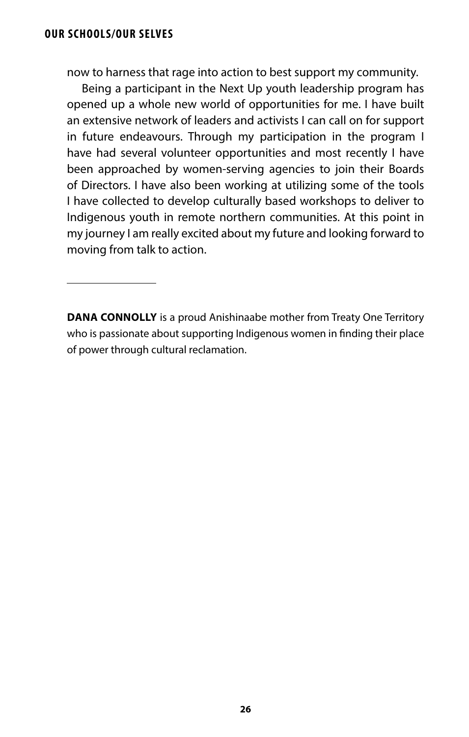now to harness that rage into action to best support my community.

Being a participant in the Next Up youth leadership program has opened up a whole new world of opportunities for me. I have built an extensive network of leaders and activists I can call on for support in future endeavours. Through my participation in the program I have had several volunteer opportunities and most recently I have been approached by women-serving agencies to join their Boards of Directors. I have also been working at utilizing some of the tools I have collected to develop culturally based workshops to deliver to Indigenous youth in remote northern communities. At this point in my journey I am really excited about my future and looking forward to moving from talk to action.

---

**DANA CONNOLLY** is a proud Anishinaabe mother from Treaty One Territory who is passionate about supporting Indigenous women in finding their place of power through cultural reclamation.